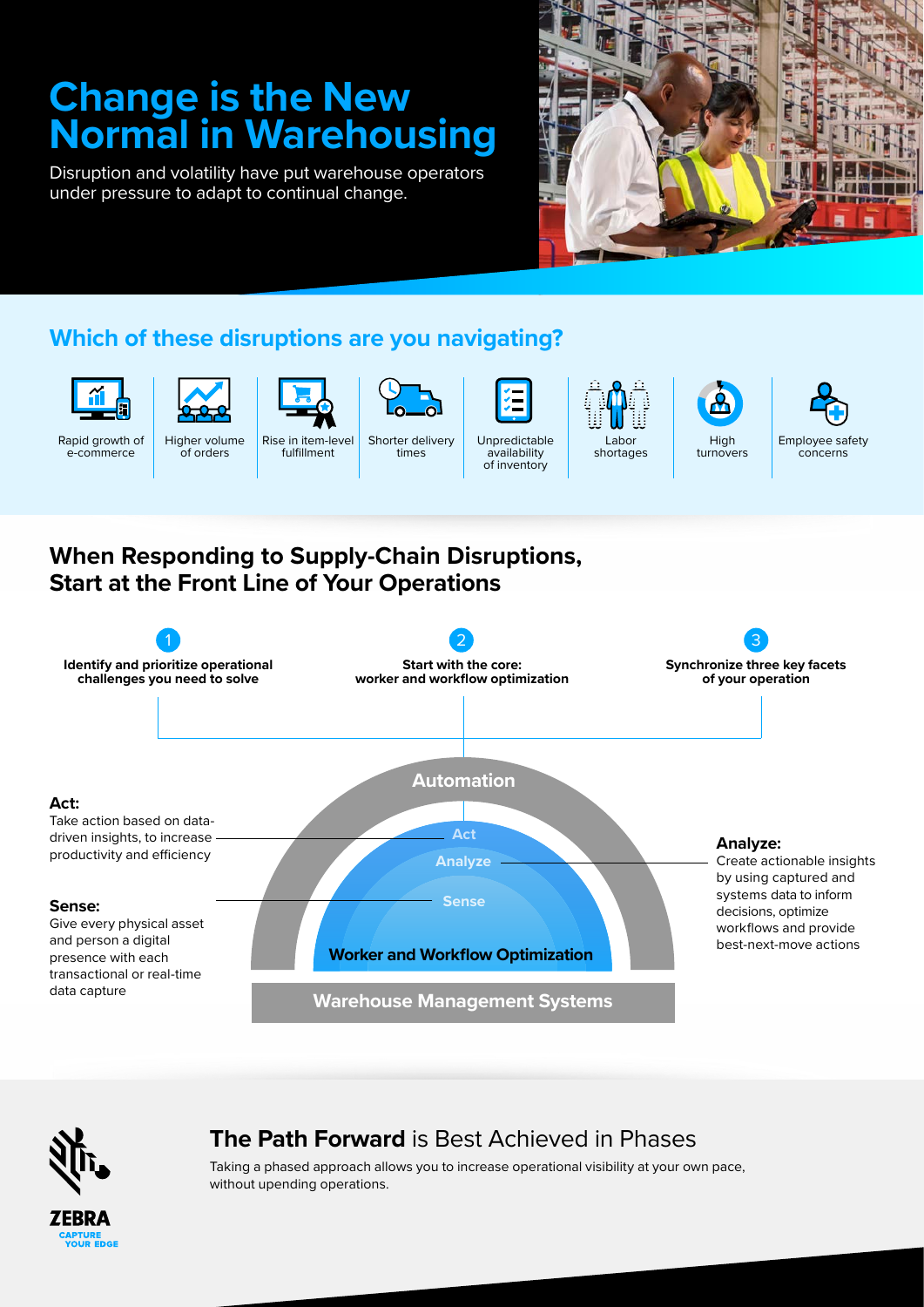# Change is the New Normal in Warehousing

Disruption and volatility have put warehouse operators under pressure to adapt to continual change.

## Which of these disruptions are you navigating?

- Rapid growth of e-commerce
- Higher volume of orders
- Rise in item-level fulfillment
- Shorter delivery times
- Unpredictable availability of inventory
- Labor shortages
- High turnovers
- Employee safety concerns

## When Responding to Supply-Chain Disruptions, Start at the Front Line of Your Operations

1. **Identify and prioritize operational challenges you need to solve**
2. **Start with the core: worker and workflow optimization**
3. **Synchronize three key facets of your operation**

Automation

Act

Analyze

Sense

Worker and Workflow Optimization

Warehouse Management Systems

**Act:**
Take action based on data-driven insights, to increase productivity and efficiency

**Sense:**
Give every physical asset and person a digital presence with each transactional or real-time data capture

**Analyze:**
Create actionable insights by using captured and systems data to inform decisions, optimize workflows and provide best-next-move actions

## **The Path Forward** is Best Achieved in Phases

Taking a phased approach allows you to increase operational visibility at your own pace, without upending operations.

ZEBRA
CAPTURE YOUR EDGE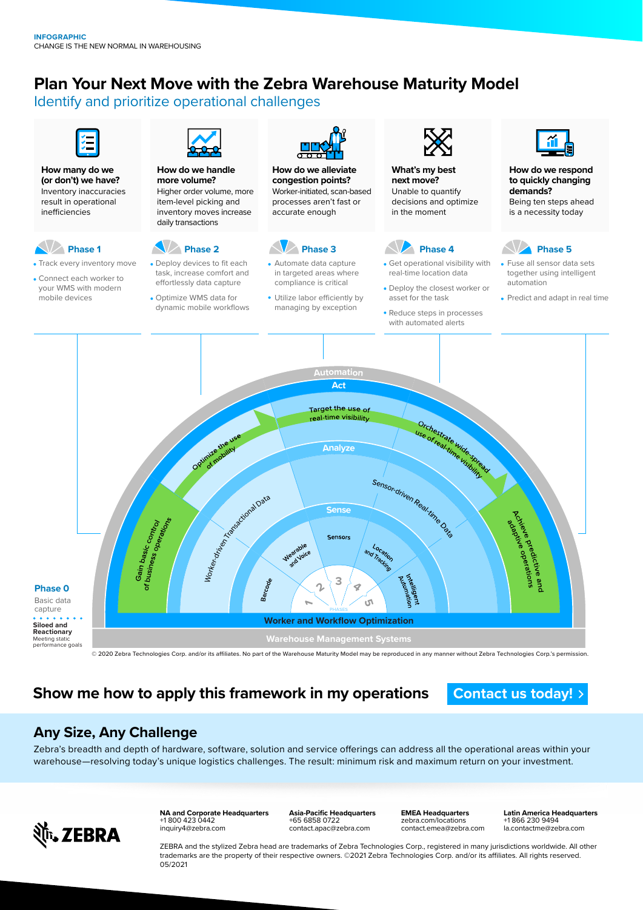INFOGRAPHIC
CHANGE IS THE NEW NORMAL IN WAREHOUSING

# Plan Your Next Move with the Zebra Warehouse Maturity Model

## Identify and prioritize operational challenges

**How many do we (or don't) we have?**
Inventory inaccuracies result in operational inefficiencies

**How do we handle more volume?**
Higher order volume, more item-level picking and inventory moves increase daily transactions

**How do we alleviate congestion points?**
Worker-initiated, scan-based processes aren't fast or accurate enough

**What's my best next move?**
Unable to quantify decisions and optimize in the moment

**How do we respond to quickly changing demands?**
Being ten steps ahead is a necessity today

### Phase 1

- Track every inventory move
- Connect each worker to your WMS with modern mobile devices

### Phase 2

- Deploy devices to fit each task, increase comfort and effortlessly data capture
- Optimize WMS data for dynamic mobile workflows

### Phase 3

- Automate data capture in targeted areas where compliance is critical
- Utilize labor efficiently by managing by exception

### Phase 4

- Get operational visibility with real-time location data
- Deploy the closest worker or asset for the task
- Reduce steps in processes with automated alerts

### Phase 5

- Fuse all sensor data sets together using intelligent automation
- Predict and adapt in real time

Automation
Act
Target the use of real-time visibility
Optimize the use of mobility
Orchestrate wide-spread use of real-time visibility
Analyze
Gain basic control of business operations
Worker-driven Transactional Data
Sensor-driven Real-time Data
Achieve predictive and adaptive operations
Sense
Sensors
Wearable and Voice
Location and Tracking
Barcode
Intelligent Automation
1 2 3 4 5
PHASES
Worker and Workflow Optimization
Warehouse Management Systems

**Phase 0**
Basic data capture

**Siloed and Reactionary**
Meeting static performance goals

© 2020 Zebra Technologies Corp. and/or its affiliates. No part of the Warehouse Maturity Model may be reproduced in any manner without Zebra Technologies Corp.'s permission.

## Show me how to apply this framework in my operations

**Contact us today! ›**

## Any Size, Any Challenge

Zebra's breadth and depth of hardware, software, solution and service offerings can address all the operational areas within your warehouse—resolving today's unique logistics challenges. The result: minimum risk and maximum return on your investment.

ZEBRA

**NA and Corporate Headquarters**
+1 800 423 0442
inquiry4@zebra.com

**Asia-Pacific Headquarters**
+65 6858 0722
contact.apac@zebra.com

**EMEA Headquarters**
zebra.com/locations
contact.emea@zebra.com

**Latin America Headquarters**
+1 866 230 9494
la.contactme@zebra.com

ZEBRA and the stylized Zebra head are trademarks of Zebra Technologies Corp., registered in many jurisdictions worldwide. All other trademarks are the property of their respective owners. ©2021 Zebra Technologies Corp. and/or its affiliates. All rights reserved. 05/2021